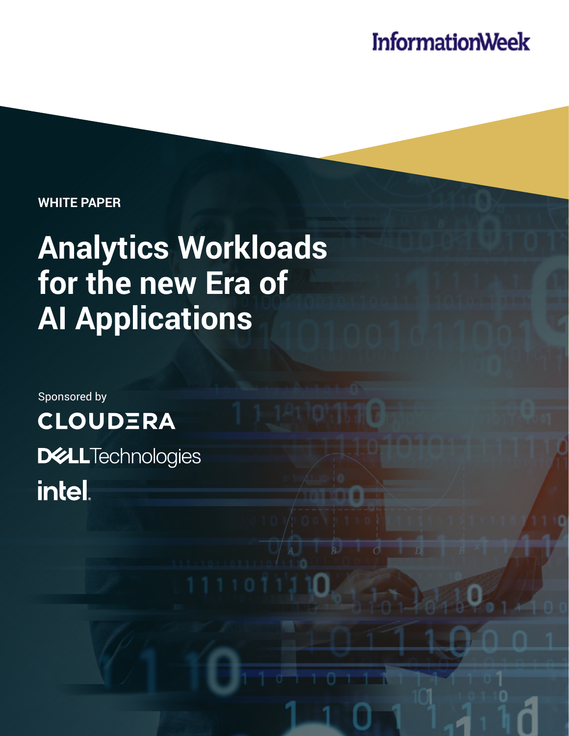InformationWeek

WHITE PAPER

# Analytics Workloads for the new Era of AI Applications

Sponsored by

CLOUDERA

DELL Technologies

intel.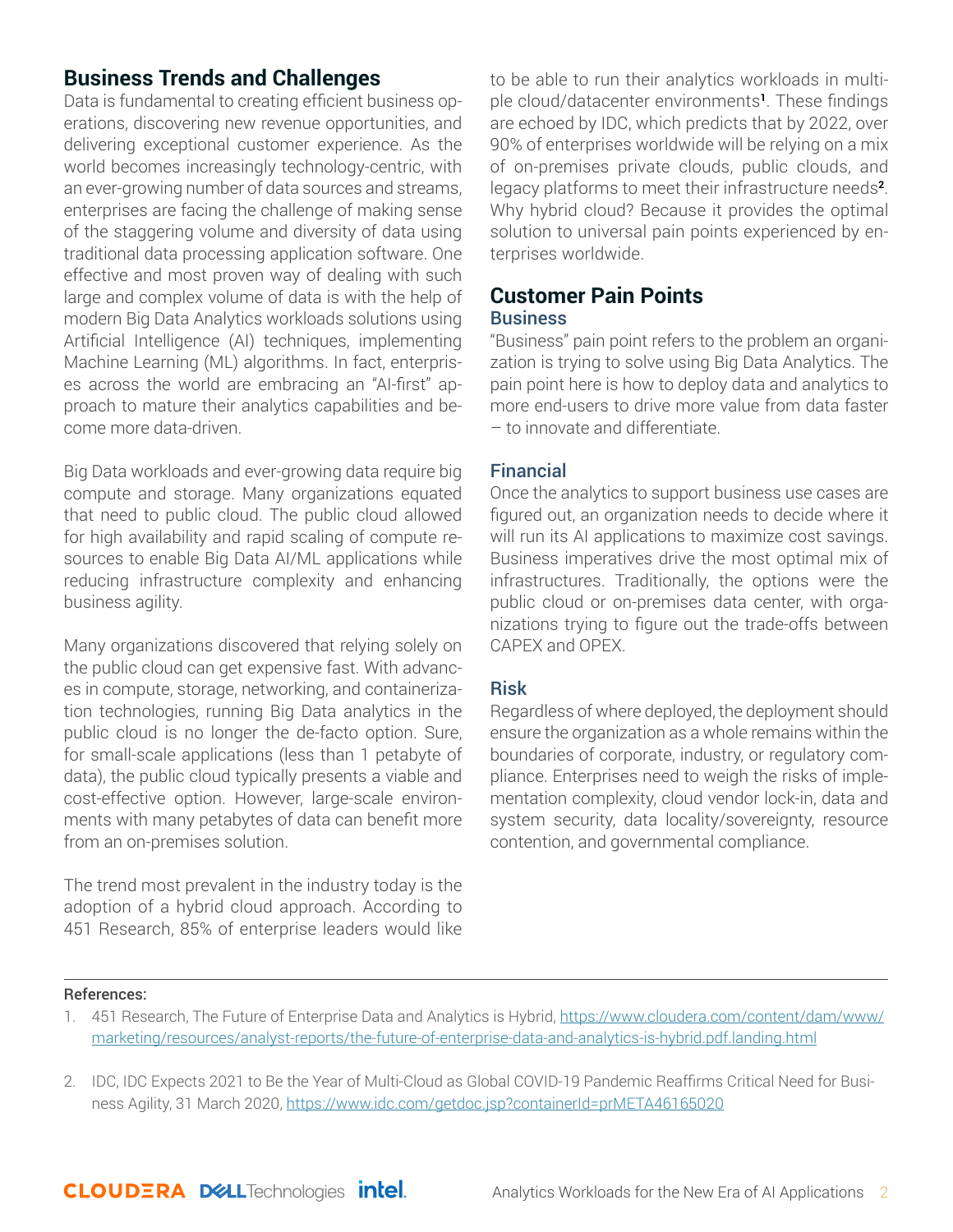## Business Trends and Challenges

Data is fundamental to creating efficient business operations, discovering new revenue opportunities, and delivering exceptional customer experience. As the world becomes increasingly technology-centric, with an ever-growing number of data sources and streams, enterprises are facing the challenge of making sense of the staggering volume and diversity of data using traditional data processing application software. One effective and most proven way of dealing with such large and complex volume of data is with the help of modern Big Data Analytics workloads solutions using Artificial Intelligence (AI) techniques, implementing Machine Learning (ML) algorithms. In fact, enterprises across the world are embracing an "AI-first" approach to mature their analytics capabilities and become more data-driven.

Big Data workloads and ever-growing data require big compute and storage. Many organizations equated that need to public cloud. The public cloud allowed for high availability and rapid scaling of compute resources to enable Big Data AI/ML applications while reducing infrastructure complexity and enhancing business agility.

Many organizations discovered that relying solely on the public cloud can get expensive fast. With advances in compute, storage, networking, and containerization technologies, running Big Data analytics in the public cloud is no longer the de-facto option. Sure, for small-scale applications (less than 1 petabyte of data), the public cloud typically presents a viable and cost-effective option. However, large-scale environments with many petabytes of data can benefit more from an on-premises solution.

The trend most prevalent in the industry today is the adoption of a hybrid cloud approach. According to 451 Research, 85% of enterprise leaders would like to be able to run their analytics workloads in multiple cloud/datacenter environments[1]. These findings are echoed by IDC, which predicts that by 2022, over 90% of enterprises worldwide will be relying on a mix of on-premises private clouds, public clouds, and legacy platforms to meet their infrastructure needs[2]. Why hybrid cloud? Because it provides the optimal solution to universal pain points experienced by enterprises worldwide.

## Customer Pain Points

### Business

"Business" pain point refers to the problem an organization is trying to solve using Big Data Analytics. The pain point here is how to deploy data and analytics to more end-users to drive more value from data faster – to innovate and differentiate.

### Financial

Once the analytics to support business use cases are figured out, an organization needs to decide where it will run its AI applications to maximize cost savings. Business imperatives drive the most optimal mix of infrastructures. Traditionally, the options were the public cloud or on-premises data center, with organizations trying to figure out the trade-offs between CAPEX and OPEX.

### Risk

Regardless of where deployed, the deployment should ensure the organization as a whole remains within the boundaries of corporate, industry, or regulatory compliance. Enterprises need to weigh the risks of implementation complexity, cloud vendor lock-in, data and system security, data locality/sovereignty, resource contention, and governmental compliance.

---

References:

1. 451 Research, The Future of Enterprise Data and Analytics is Hybrid, https://www.cloudera.com/content/dam/www/marketing/resources/analyst-reports/the-future-of-enterprise-data-and-analytics-is-hybrid.pdf.landing.html
2. IDC, IDC Expects 2021 to Be the Year of Multi-Cloud as Global COVID-19 Pandemic Reaffirms Critical Need for Business Agility, 31 March 2020, https://www.idc.com/getdoc.jsp?containerId=prMETA46165020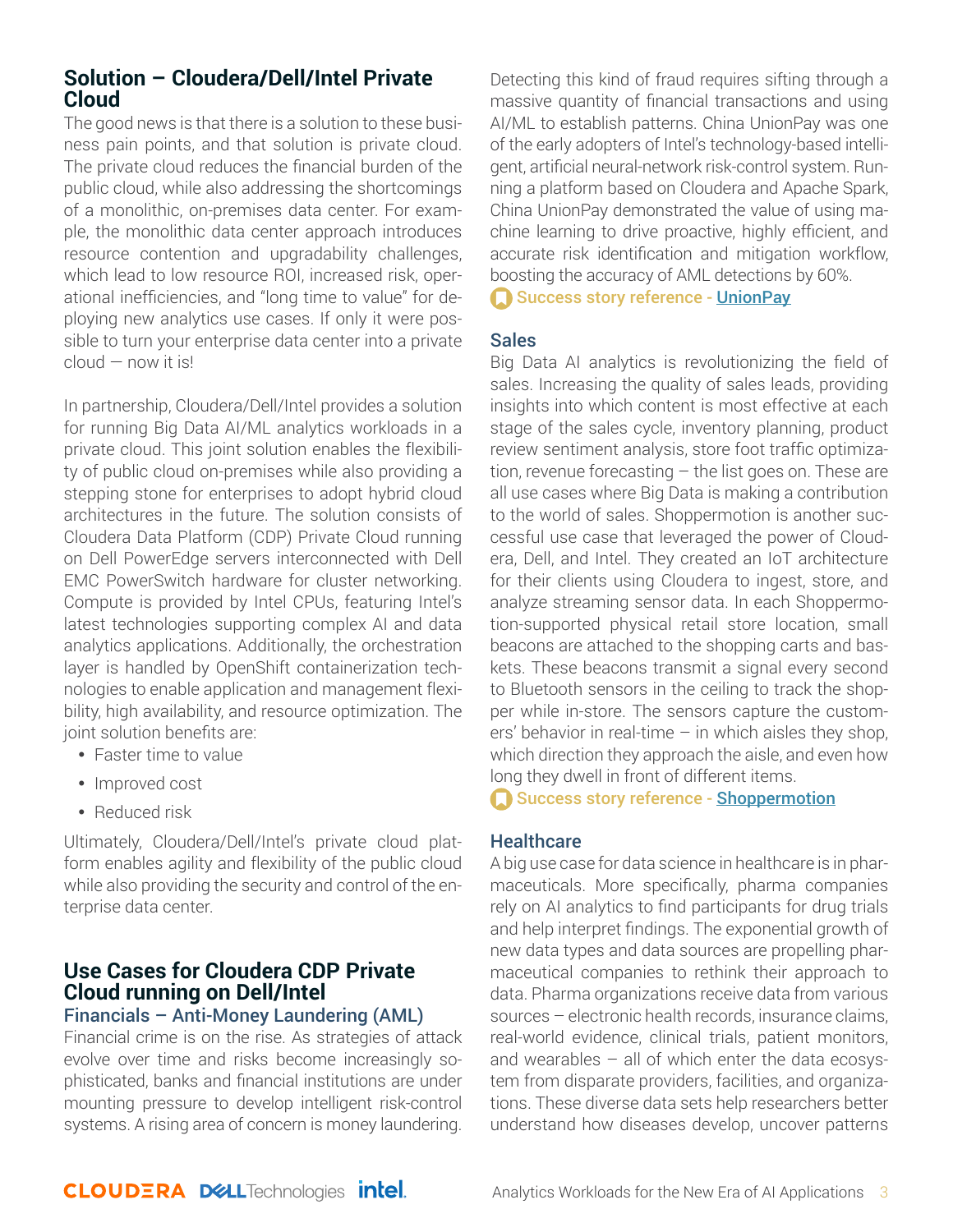## Solution – Cloudera/Dell/Intel Private Cloud

The good news is that there is a solution to these business pain points, and that solution is private cloud. The private cloud reduces the financial burden of the public cloud, while also addressing the shortcomings of a monolithic, on-premises data center. For example, the monolithic data center approach introduces resource contention and upgradability challenges, which lead to low resource ROI, increased risk, operational inefficiencies, and "long time to value" for deploying new analytics use cases. If only it were possible to turn your enterprise data center into a private cloud — now it is!

In partnership, Cloudera/Dell/Intel provides a solution for running Big Data AI/ML analytics workloads in a private cloud. This joint solution enables the flexibility of public cloud on-premises while also providing a stepping stone for enterprises to adopt hybrid cloud architectures in the future. The solution consists of Cloudera Data Platform (CDP) Private Cloud running on Dell PowerEdge servers interconnected with Dell EMC PowerSwitch hardware for cluster networking. Compute is provided by Intel CPUs, featuring Intel's latest technologies supporting complex AI and data analytics applications. Additionally, the orchestration layer is handled by OpenShift containerization technologies to enable application and management flexibility, high availability, and resource optimization. The joint solution benefits are:

- Faster time to value
- Improved cost
- Reduced risk

Ultimately, Cloudera/Dell/Intel's private cloud platform enables agility and flexibility of the public cloud while also providing the security and control of the enterprise data center.

## Use Cases for Cloudera CDP Private Cloud running on Dell/Intel

### Financials – Anti-Money Laundering (AML)

Financial crime is on the rise. As strategies of attack evolve over time and risks become increasingly sophisticated, banks and financial institutions are under mounting pressure to develop intelligent risk-control systems. A rising area of concern is money laundering. Detecting this kind of fraud requires sifting through a massive quantity of financial transactions and using AI/ML to establish patterns. China UnionPay was one of the early adopters of Intel's technology-based intelligent, artificial neural-network risk-control system. Running a platform based on Cloudera and Apache Spark, China UnionPay demonstrated the value of using machine learning to drive proactive, highly efficient, and accurate risk identification and mitigation workflow, boosting the accuracy of AML detections by 60%.

Success story reference - UnionPay

### Sales

Big Data AI analytics is revolutionizing the field of sales. Increasing the quality of sales leads, providing insights into which content is most effective at each stage of the sales cycle, inventory planning, product review sentiment analysis, store foot traffic optimization, revenue forecasting – the list goes on. These are all use cases where Big Data is making a contribution to the world of sales. Shoppermotion is another successful use case that leveraged the power of Cloudera, Dell, and Intel. They created an IoT architecture for their clients using Cloudera to ingest, store, and analyze streaming sensor data. In each Shoppermotion-supported physical retail store location, small beacons are attached to the shopping carts and baskets. These beacons transmit a signal every second to Bluetooth sensors in the ceiling to track the shopper while in-store. The sensors capture the customers' behavior in real-time – in which aisles they shop, which direction they approach the aisle, and even how long they dwell in front of different items.

Success story reference - Shoppermotion

### Healthcare

A big use case for data science in healthcare is in pharmaceuticals. More specifically, pharma companies rely on AI analytics to find participants for drug trials and help interpret findings. The exponential growth of new data types and data sources are propelling pharmaceutical companies to rethink their approach to data. Pharma organizations receive data from various sources – electronic health records, insurance claims, real-world evidence, clinical trials, patient monitors, and wearables – all of which enter the data ecosystem from disparate providers, facilities, and organizations. These diverse data sets help researchers better understand how diseases develop, uncover patterns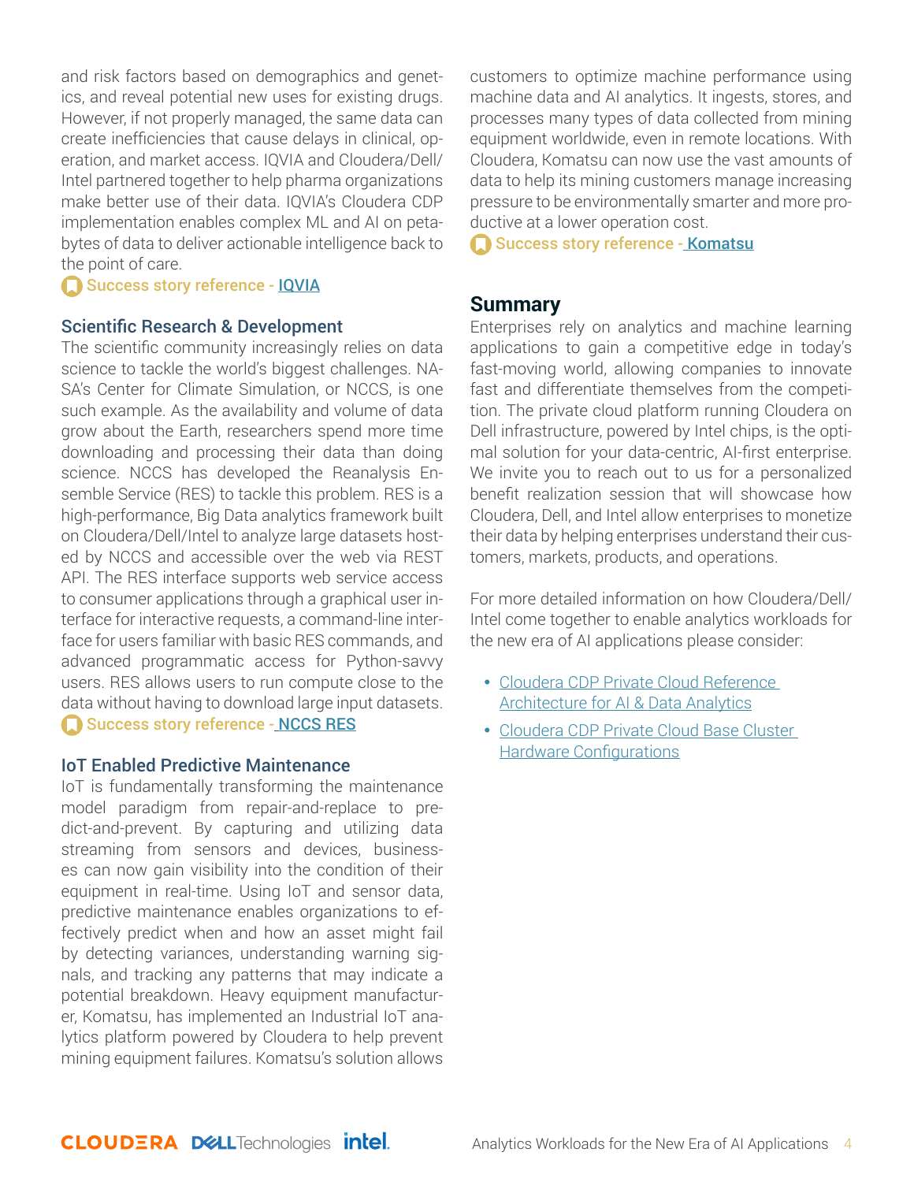and risk factors based on demographics and genetics, and reveal potential new uses for existing drugs. However, if not properly managed, the same data can create inefficiencies that cause delays in clinical, operation, and market access. IQVIA and Cloudera/Dell/Intel partnered together to help pharma organizations make better use of their data. IQVIA's Cloudera CDP implementation enables complex ML and AI on petabytes of data to deliver actionable intelligence back to the point of care.

Success story reference - IQVIA

### Scientific Research & Development

The scientific community increasingly relies on data science to tackle the world's biggest challenges. NASA's Center for Climate Simulation, or NCCS, is one such example. As the availability and volume of data grow about the Earth, researchers spend more time downloading and processing their data than doing science. NCCS has developed the Reanalysis Ensemble Service (RES) to tackle this problem. RES is a high-performance, Big Data analytics framework built on Cloudera/Dell/Intel to analyze large datasets hosted by NCCS and accessible over the web via REST API. The RES interface supports web service access to consumer applications through a graphical user interface for interactive requests, a command-line interface for users familiar with basic RES commands, and advanced programmatic access for Python-savvy users. RES allows users to run compute close to the data without having to download large input datasets.

Success story reference - NCCS RES

### IoT Enabled Predictive Maintenance

IoT is fundamentally transforming the maintenance model paradigm from repair-and-replace to predict-and-prevent. By capturing and utilizing data streaming from sensors and devices, businesses can now gain visibility into the condition of their equipment in real-time. Using IoT and sensor data, predictive maintenance enables organizations to effectively predict when and how an asset might fail by detecting variances, understanding warning signals, and tracking any patterns that may indicate a potential breakdown. Heavy equipment manufacturer, Komatsu, has implemented an Industrial IoT analytics platform powered by Cloudera to help prevent mining equipment failures. Komatsu's solution allows customers to optimize machine performance using machine data and AI analytics. It ingests, stores, and processes many types of data collected from mining equipment worldwide, even in remote locations. With Cloudera, Komatsu can now use the vast amounts of data to help its mining customers manage increasing pressure to be environmentally smarter and more productive at a lower operation cost.

Success story reference - Komatsu

## Summary

Enterprises rely on analytics and machine learning applications to gain a competitive edge in today's fast-moving world, allowing companies to innovate fast and differentiate themselves from the competition. The private cloud platform running Cloudera on Dell infrastructure, powered by Intel chips, is the optimal solution for your data-centric, AI-first enterprise. We invite you to reach out to us for a personalized benefit realization session that will showcase how Cloudera, Dell, and Intel allow enterprises to monetize their data by helping enterprises understand their customers, markets, products, and operations.

For more detailed information on how Cloudera/Dell/Intel come together to enable analytics workloads for the new era of AI applications please consider:

- Cloudera CDP Private Cloud Reference Architecture for AI & Data Analytics
- Cloudera CDP Private Cloud Base Cluster Hardware Configurations